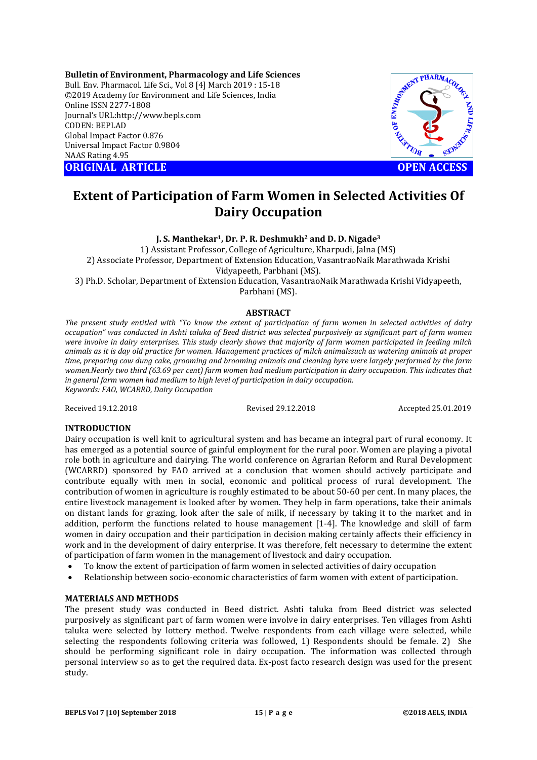**Bulletin of Environment, Pharmacology and Life Sciences**
Bull. Env. Pharmacol. Life Sci., Vol 8 [4] March 2019 : 15-18
©2019 Academy for Environment and Life Sciences, India
Online ISSN 2277-1808
Journal's URL:http://www.bepls.com
CODEN: BEPLAD
Global Impact Factor 0.876
Universal Impact Factor 0.9804
NAAS Rating 4.95

**ORIGINAL ARTICLE** **OPEN ACCESS**

# Extent of Participation of Farm Women in Selected Activities Of Dairy Occupation

**J. S. Manthekar[1], Dr. P. R. Deshmukh[2] and D. D. Nigade[3]**

1) Assistant Professor, College of Agriculture, Kharpudi, Jalna (MS)
2) Associate Professor, Department of Extension Education, VasantraoNaik Marathwada Krishi Vidyapeeth, Parbhani (MS).
3) Ph.D. Scholar, Department of Extension Education, VasantraoNaik Marathwada Krishi Vidyapeeth, Parbhani (MS).

## ABSTRACT

*The present study entitled with "To know the extent of participation of farm women in selected activities of dairy occupation" was conducted in Ashti taluka of Beed district was selected purposively as significant part of farm women were involve in dairy enterprises. This study clearly shows that majority of farm women participated in feeding milch animals as it is day old practice for women. Management practices of milch animalssuch as watering animals at proper time, preparing cow dung cake, grooming and brooming animals and cleaning byre were largely performed by the farm women.Nearly two third (63.69 per cent) farm women had medium participation in dairy occupation. This indicates that in general farm women had medium to high level of participation in dairy occupation.*
*Keywords: FAO, WCARRD, Dairy Occupation*

Received 19.12.2018 Revised 29.12.2018 Accepted 25.01.2019

## INTRODUCTION

Dairy occupation is well knit to agricultural system and has became an integral part of rural economy. It has emerged as a potential source of gainful employment for the rural poor. Women are playing a pivotal role both in agriculture and dairying. The world conference on Agrarian Reform and Rural Development (WCARRD) sponsored by FAO arrived at a conclusion that women should actively participate and contribute equally with men in social, economic and political process of rural development. The contribution of women in agriculture is roughly estimated to be about 50-60 per cent. In many places, the entire livestock management is looked after by women. They help in farm operations, take their animals on distant lands for grazing, look after the sale of milk, if necessary by taking it to the market and in addition, perform the functions related to house management [1-4]. The knowledge and skill of farm women in dairy occupation and their participation in decision making certainly affects their efficiency in work and in the development of dairy enterprise. It was therefore, felt necessary to determine the extent of participation of farm women in the management of livestock and dairy occupation.

- To know the extent of participation of farm women in selected activities of dairy occupation
- Relationship between socio-economic characteristics of farm women with extent of participation.

## MATERIALS AND METHODS

The present study was conducted in Beed district. Ashti taluka from Beed district was selected purposively as significant part of farm women were involve in dairy enterprises. Ten villages from Ashti taluka were selected by lottery method. Twelve respondents from each village were selected, while selecting the respondents following criteria was followed, 1) Respondents should be female. 2) She should be performing significant role in dairy occupation. The information was collected through personal interview so as to get the required data. Ex-post facto research design was used for the present study.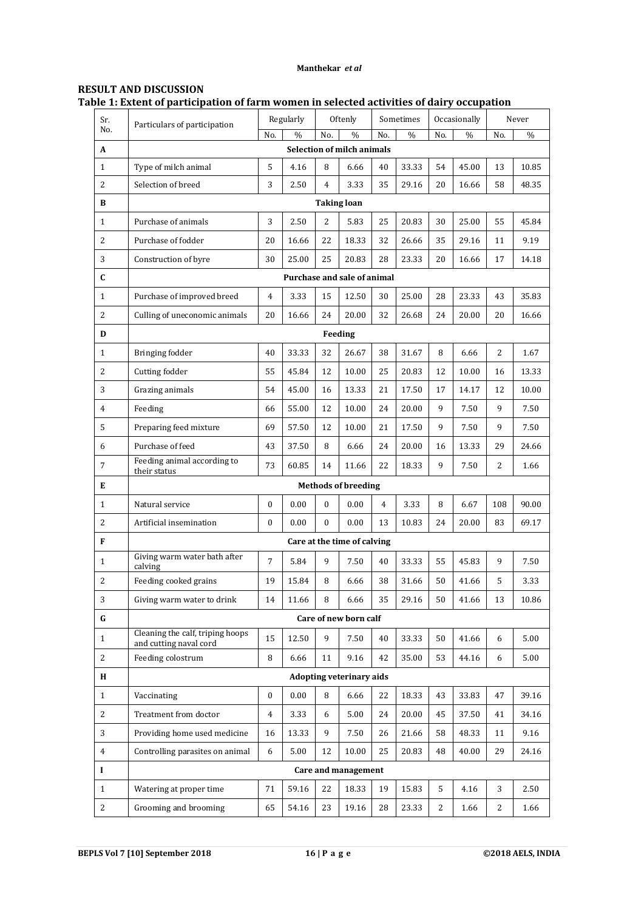## RESULT AND DISCUSSION

**Table 1: Extent of participation of farm women in selected activities of dairy occupation**

| Sr. No. | Particulars of participation | Regularly | | Oftenly | | Sometimes | | Occasionally | | Never | |
|---|---|---|---|---|---|---|---|---|---|---|---|
| | | No. | % | No. | % | No. | % | No. | % | No. | % |
| **A** | **Selection of milch animals** | | | | | | | | | | |
| 1 | Type of milch animal | 5 | 4.16 | 8 | 6.66 | 40 | 33.33 | 54 | 45.00 | 13 | 10.85 |
| 2 | Selection of breed | 3 | 2.50 | 4 | 3.33 | 35 | 29.16 | 20 | 16.66 | 58 | 48.35 |
| **B** | **Taking loan** | | | | | | | | | | |
| 1 | Purchase of animals | 3 | 2.50 | 2 | 5.83 | 25 | 20.83 | 30 | 25.00 | 55 | 45.84 |
| 2 | Purchase of fodder | 20 | 16.66 | 22 | 18.33 | 32 | 26.66 | 35 | 29.16 | 11 | 9.19 |
| 3 | Construction of byre | 30 | 25.00 | 25 | 20.83 | 28 | 23.33 | 20 | 16.66 | 17 | 14.18 |
| **C** | **Purchase and sale of animal** | | | | | | | | | | |
| 1 | Purchase of improved breed | 4 | 3.33 | 15 | 12.50 | 30 | 25.00 | 28 | 23.33 | 43 | 35.83 |
| 2 | Culling of uneconomic animals | 20 | 16.66 | 24 | 20.00 | 32 | 26.68 | 24 | 20.00 | 20 | 16.66 |
| **D** | **Feeding** | | | | | | | | | | |
| 1 | Bringing fodder | 40 | 33.33 | 32 | 26.67 | 38 | 31.67 | 8 | 6.66 | 2 | 1.67 |
| 2 | Cutting fodder | 55 | 45.84 | 12 | 10.00 | 25 | 20.83 | 12 | 10.00 | 16 | 13.33 |
| 3 | Grazing animals | 54 | 45.00 | 16 | 13.33 | 21 | 17.50 | 17 | 14.17 | 12 | 10.00 |
| 4 | Feeding | 66 | 55.00 | 12 | 10.00 | 24 | 20.00 | 9 | 7.50 | 9 | 7.50 |
| 5 | Preparing feed mixture | 69 | 57.50 | 12 | 10.00 | 21 | 17.50 | 9 | 7.50 | 9 | 7.50 |
| 6 | Purchase of feed | 43 | 37.50 | 8 | 6.66 | 24 | 20.00 | 16 | 13.33 | 29 | 24.66 |
| 7 | Feeding animal according to their status | 73 | 60.85 | 14 | 11.66 | 22 | 18.33 | 9 | 7.50 | 2 | 1.66 |
| **E** | **Methods of breeding** | | | | | | | | | | |
| 1 | Natural service | 0 | 0.00 | 0 | 0.00 | 4 | 3.33 | 8 | 6.67 | 108 | 90.00 |
| 2 | Artificial insemination | 0 | 0.00 | 0 | 0.00 | 13 | 10.83 | 24 | 20.00 | 83 | 69.17 |
| **F** | **Care at the time of calving** | | | | | | | | | | |
| 1 | Giving warm water bath after calving | 7 | 5.84 | 9 | 7.50 | 40 | 33.33 | 55 | 45.83 | 9 | 7.50 |
| 2 | Feeding cooked grains | 19 | 15.84 | 8 | 6.66 | 38 | 31.66 | 50 | 41.66 | 5 | 3.33 |
| 3 | Giving warm water to drink | 14 | 11.66 | 8 | 6.66 | 35 | 29.16 | 50 | 41.66 | 13 | 10.86 |
| **G** | **Care of new born calf** | | | | | | | | | | |
| 1 | Cleaning the calf, triping hoops and cutting naval cord | 15 | 12.50 | 9 | 7.50 | 40 | 33.33 | 50 | 41.66 | 6 | 5.00 |
| 2 | Feeding colostrum | 8 | 6.66 | 11 | 9.16 | 42 | 35.00 | 53 | 44.16 | 6 | 5.00 |
| **H** | **Adopting veterinary aids** | | | | | | | | | | |
| 1 | Vaccinating | 0 | 0.00 | 8 | 6.66 | 22 | 18.33 | 43 | 33.83 | 47 | 39.16 |
| 2 | Treatment from doctor | 4 | 3.33 | 6 | 5.00 | 24 | 20.00 | 45 | 37.50 | 41 | 34.16 |
| 3 | Providing home used medicine | 16 | 13.33 | 9 | 7.50 | 26 | 21.66 | 58 | 48.33 | 11 | 9.16 |
| 4 | Controlling parasites on animal | 6 | 5.00 | 12 | 10.00 | 25 | 20.83 | 48 | 40.00 | 29 | 24.16 |
| **I** | **Care and management** | | | | | | | | | | |
| 1 | Watering at proper time | 71 | 59.16 | 22 | 18.33 | 19 | 15.83 | 5 | 4.16 | 3 | 2.50 |
| 2 | Grooming and brooming | 65 | 54.16 | 23 | 19.16 | 28 | 23.33 | 2 | 1.66 | 2 | 1.66 |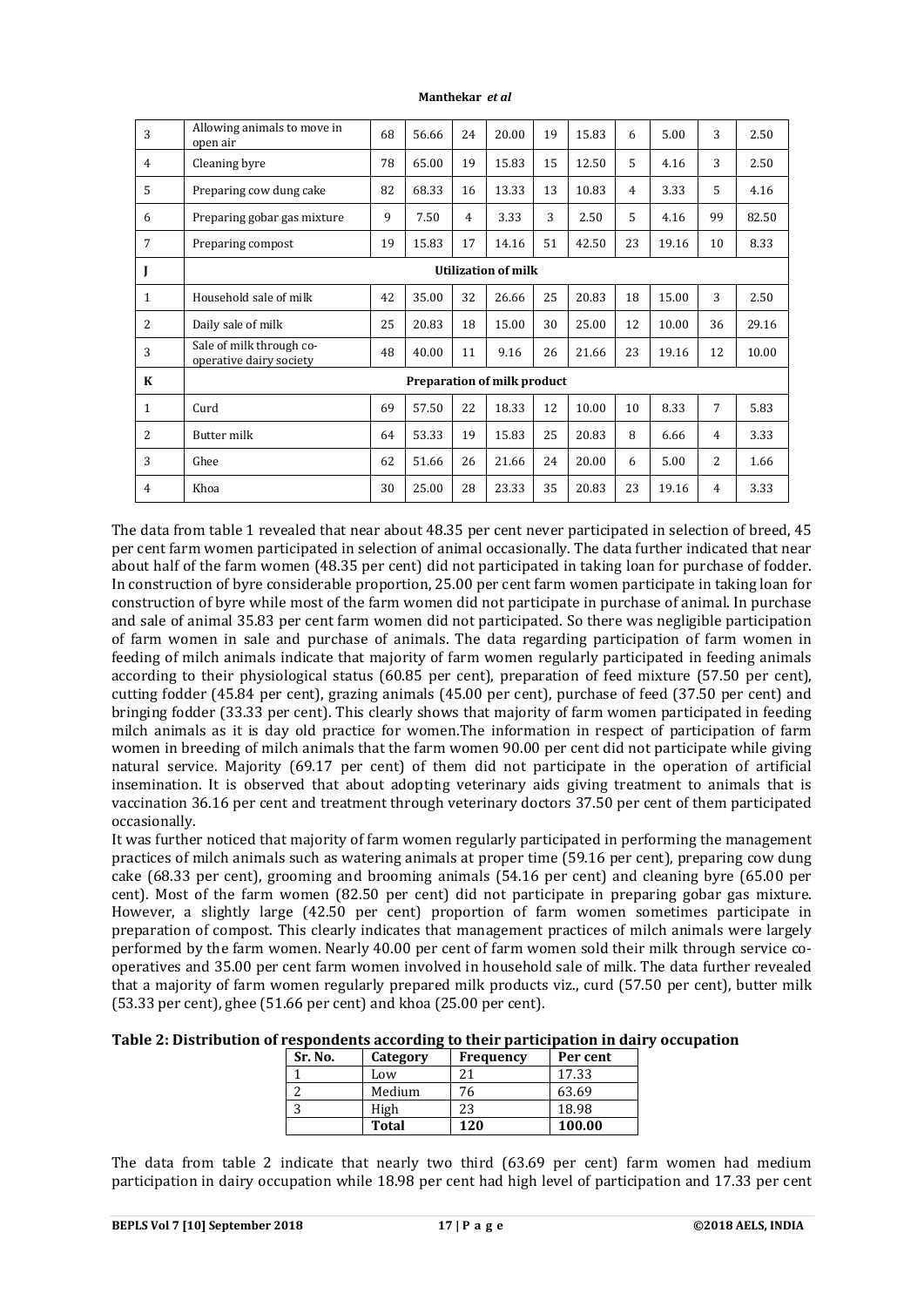| 3 | Allowing animals to move in open air | 68 | 56.66 | 24 | 20.00 | 19 | 15.83 | 6 | 5.00 | 3 | 2.50 |
|---|---|---|---|---|---|---|---|---|---|---|---|
| 4 | Cleaning byre | 78 | 65.00 | 19 | 15.83 | 15 | 12.50 | 5 | 4.16 | 3 | 2.50 |
| 5 | Preparing cow dung cake | 82 | 68.33 | 16 | 13.33 | 13 | 10.83 | 4 | 3.33 | 5 | 4.16 |
| 6 | Preparing gobar gas mixture | 9 | 7.50 | 4 | 3.33 | 3 | 2.50 | 5 | 4.16 | 99 | 82.50 |
| 7 | Preparing compost | 19 | 15.83 | 17 | 14.16 | 51 | 42.50 | 23 | 19.16 | 10 | 8.33 |
| **J** | **Utilization of milk** | | | | | | | | | | |
| 1 | Household sale of milk | 42 | 35.00 | 32 | 26.66 | 25 | 20.83 | 18 | 15.00 | 3 | 2.50 |
| 2 | Daily sale of milk | 25 | 20.83 | 18 | 15.00 | 30 | 25.00 | 12 | 10.00 | 36 | 29.16 |
| 3 | Sale of milk through co-operative dairy society | 48 | 40.00 | 11 | 9.16 | 26 | 21.66 | 23 | 19.16 | 12 | 10.00 |
| **K** | **Preparation of milk product** | | | | | | | | | | |
| 1 | Curd | 69 | 57.50 | 22 | 18.33 | 12 | 10.00 | 10 | 8.33 | 7 | 5.83 |
| 2 | Butter milk | 64 | 53.33 | 19 | 15.83 | 25 | 20.83 | 8 | 6.66 | 4 | 3.33 |
| 3 | Ghee | 62 | 51.66 | 26 | 21.66 | 24 | 20.00 | 6 | 5.00 | 2 | 1.66 |
| 4 | Khoa | 30 | 25.00 | 28 | 23.33 | 35 | 20.83 | 23 | 19.16 | 4 | 3.33 |

The data from table 1 revealed that near about 48.35 per cent never participated in selection of breed, 45 per cent farm women participated in selection of animal occasionally. The data further indicated that near about half of the farm women (48.35 per cent) did not participated in taking loan for purchase of fodder. In construction of byre considerable proportion, 25.00 per cent farm women participate in taking loan for construction of byre while most of the farm women did not participate in purchase of animal. In purchase and sale of animal 35.83 per cent farm women did not participated. So there was negligible participation of farm women in sale and purchase of animals. The data regarding participation of farm women in feeding of milch animals indicate that majority of farm women regularly participated in feeding animals according to their physiological status (60.85 per cent), preparation of feed mixture (57.50 per cent), cutting fodder (45.84 per cent), grazing animals (45.00 per cent), purchase of feed (37.50 per cent) and bringing fodder (33.33 per cent). This clearly shows that majority of farm women participated in feeding milch animals as it is day old practice for women.The information in respect of participation of farm women in breeding of milch animals that the farm women 90.00 per cent did not participate while giving natural service. Majority (69.17 per cent) of them did not participate in the operation of artificial insemination. It is observed that about adopting veterinary aids giving treatment to animals that is vaccination 36.16 per cent and treatment through veterinary doctors 37.50 per cent of them participated occasionally.

It was further noticed that majority of farm women regularly participated in performing the management practices of milch animals such as watering animals at proper time (59.16 per cent), preparing cow dung cake (68.33 per cent), grooming and brooming animals (54.16 per cent) and cleaning byre (65.00 per cent). Most of the farm women (82.50 per cent) did not participate in preparing gobar gas mixture. However, a slightly large (42.50 per cent) proportion of farm women sometimes participate in preparation of compost. This clearly indicates that management practices of milch animals were largely performed by the farm women. Nearly 40.00 per cent of farm women sold their milk through service co-operatives and 35.00 per cent farm women involved in household sale of milk. The data further revealed that a majority of farm women regularly prepared milk products viz., curd (57.50 per cent), butter milk (53.33 per cent), ghee (51.66 per cent) and khoa (25.00 per cent).

**Table 2: Distribution of respondents according to their participation in dairy occupation**

| Sr. No. | Category | Frequency | Per cent |
|---|---|---|---|
| 1 | Low | 21 | 17.33 |
| 2 | Medium | 76 | 63.69 |
| 3 | High | 23 | 18.98 |
| | **Total** | **120** | **100.00** |

The data from table 2 indicate that nearly two third (63.69 per cent) farm women had medium participation in dairy occupation while 18.98 per cent had high level of participation and 17.33 per cent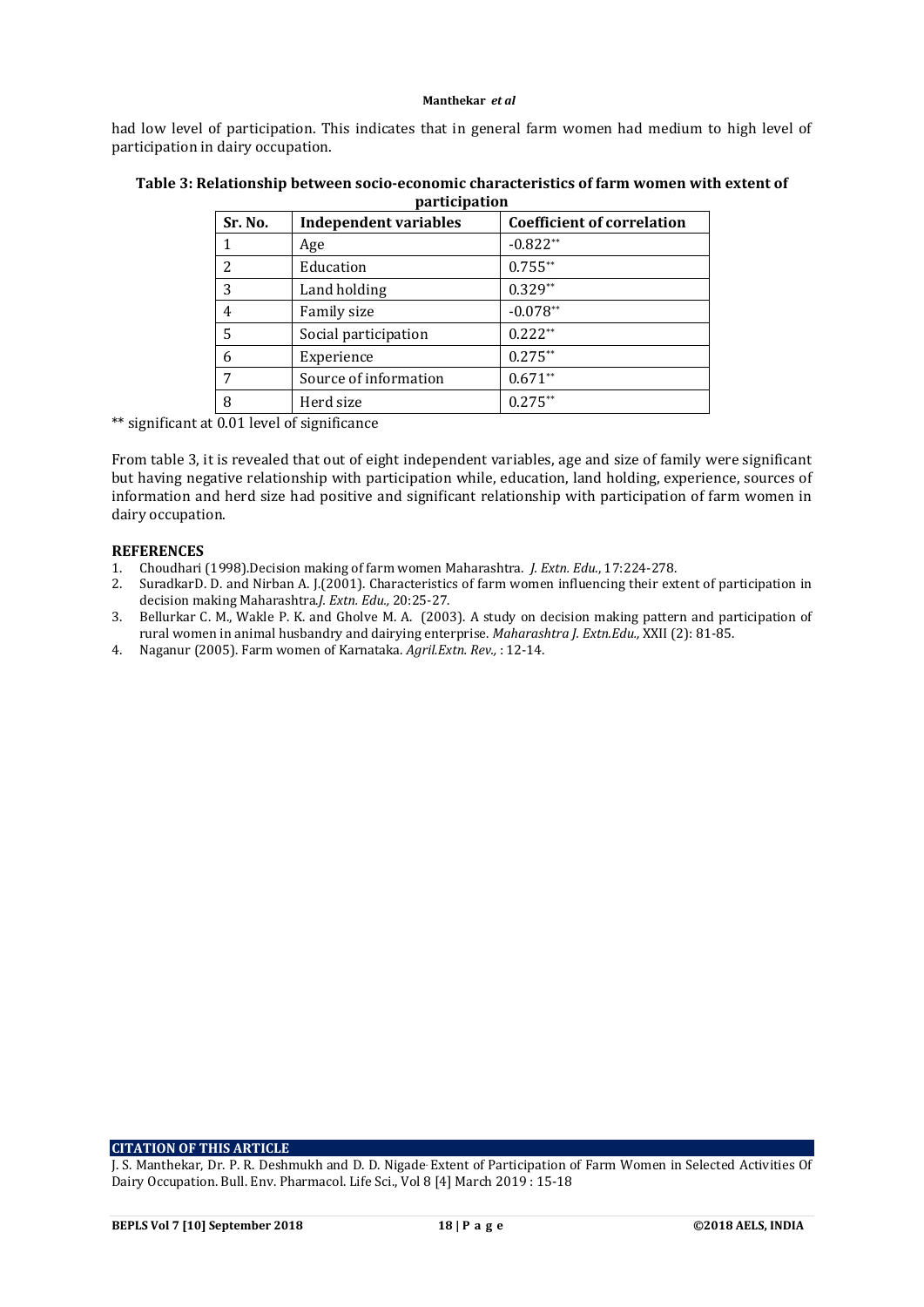had low level of participation. This indicates that in general farm women had medium to high level of participation in dairy occupation.

**Table 3: Relationship between socio-economic characteristics of farm women with extent of participation**

| Sr. No. | Independent variables | Coefficient of correlation |
|---|---|---|
| 1 | Age | -0.822** |
| 2 | Education | 0.755** |
| 3 | Land holding | 0.329** |
| 4 | Family size | -0.078** |
| 5 | Social participation | 0.222** |
| 6 | Experience | 0.275** |
| 7 | Source of information | 0.671** |
| 8 | Herd size | 0.275** |

** significant at 0.01 level of significance

From table 3, it is revealed that out of eight independent variables, age and size of family were significant but having negative relationship with participation while, education, land holding, experience, sources of information and herd size had positive and significant relationship with participation of farm women in dairy occupation.

## REFERENCES

1. Choudhari (1998).Decision making of farm women Maharashtra. *J. Extn. Edu.*, 17:224-278.
2. SuradkarD. D. and Nirban A. J.(2001). Characteristics of farm women influencing their extent of participation in decision making Maharashtra.*J. Extn. Edu.,* 20:25-27.
3. Bellurkar C. M., Wakle P. K. and Gholve M. A. (2003). A study on decision making pattern and participation of rural women in animal husbandry and dairying enterprise. *Maharashtra J. Extn.Edu.,* XXII (2): 81-85.
4. Naganur (2005). Farm women of Karnataka. *Agril.Extn. Rev.,* : 12-14.

**CITATION OF THIS ARTICLE**

J. S. Manthekar, Dr. P. R. Deshmukh and D. D. Nigade. Extent of Participation of Farm Women in Selected Activities Of Dairy Occupation. Bull. Env. Pharmacol. Life Sci., Vol 8 [4] March 2019 : 15-18